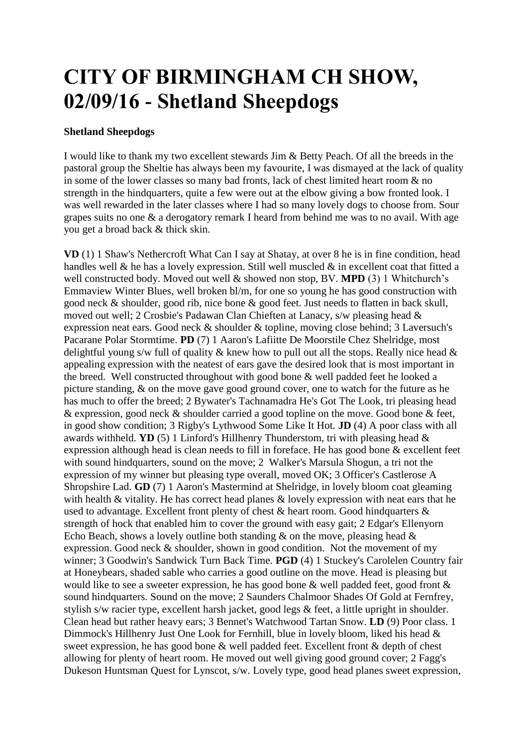# CITY OF BIRMINGHAM CH SHOW, 02/09/16 - Shetland Sheepdogs

**Shetland Sheepdogs**

I would like to thank my two excellent stewards Jim & Betty Peach. Of all the breeds in the pastoral group the Sheltie has always been my favourite, I was dismayed at the lack of quality in some of the lower classes so many bad fronts, lack of chest limited heart room & no strength in the hindquarters, quite a few were out at the elbow giving a bow fronted look. I was well rewarded in the later classes where I had so many lovely dogs to choose from. Sour grapes suits no one & a derogatory remark I heard from behind me was to no avail. With age you get a broad back & thick skin.

**VD** (1) 1 Shaw's Nethercroft What Can I say at Shatay, at over 8 he is in fine condition, head handles well & he has a lovely expression. Still well muscled & in excellent coat that fitted a well constructed body. Moved out well & showed non stop, BV. **MPD** (3) 1 Whitchurch's Emmaview Winter Blues, well broken bl/m, for one so young he has good construction with good neck & shoulder, good rib, nice bone & good feet. Just needs to flatten in back skull, moved out well; 2 Crosbie's Padawan Clan Chieften at Lanacy, s/w pleasing head & expression neat ears. Good neck & shoulder & topline, moving close behind; 3 Laversuch's Pacarane Polar Stormtime. **PD** (7) 1 Aaron's Lafiitte De Moorstile Chez Shelridge, most delightful young s/w full of quality & knew how to pull out all the stops. Really nice head & appealing expression with the neatest of ears gave the desired look that is most important in the breed. Well constructed throughout with good bone & well padded feet he looked a picture standing, & on the move gave good ground cover, one to watch for the future as he has much to offer the breed; 2 Bywater's Tachnamadra He's Got The Look, tri pleasing head & expression, good neck & shoulder carried a good topline on the move. Good bone & feet, in good show condition; 3 Rigby's Lythwood Some Like It Hot. **JD** (4) A poor class with all awards withheld. **YD** (5) 1 Linford's Hillhenry Thunderstom, tri with pleasing head & expression although head is clean needs to fill in foreface. He has good bone & excellent feet with sound hindquarters, sound on the move; 2 Walker's Marsula Shogun, a tri not the expression of my winner but pleasing type overall, moved OK; 3 Officer's Castlerose A Shropshire Lad. **GD** (7) 1 Aaron's Mastermind at Shelridge, in lovely bloom coat gleaming with health & vitality. He has correct head planes & lovely expression with neat ears that he used to advantage. Excellent front plenty of chest & heart room. Good hindquarters & strength of hock that enabled him to cover the ground with easy gait; 2 Edgar's Ellenyorn Echo Beach, shows a lovely outline both standing & on the move, pleasing head & expression. Good neck & shoulder, shown in good condition. Not the movement of my winner; 3 Goodwin's Sandwick Turn Back Time. **PGD** (4) 1 Stuckey's Carolelen Country fair at Honeybears, shaded sable who carries a good outline on the move. Head is pleasing but would like to see a sweeter expression, he has good bone & well padded feet, good front & sound hindquarters. Sound on the move; 2 Saunders Chalmoor Shades Of Gold at Fernfrey, stylish s/w racier type, excellent harsh jacket, good legs & feet, a little upright in shoulder. Clean head but rather heavy ears; 3 Bennet's Watchwood Tartan Snow. **LD** (9) Poor class. 1 Dimmock's Hillhenry Just One Look for Fernhill, blue in lovely bloom, liked his head & sweet expression, he has good bone & well padded feet. Excellent front & depth of chest allowing for plenty of heart room. He moved out well giving good ground cover; 2 Fagg's Dukeson Huntsman Quest for Lynscot, s/w. Lovely type, good head planes sweet expression,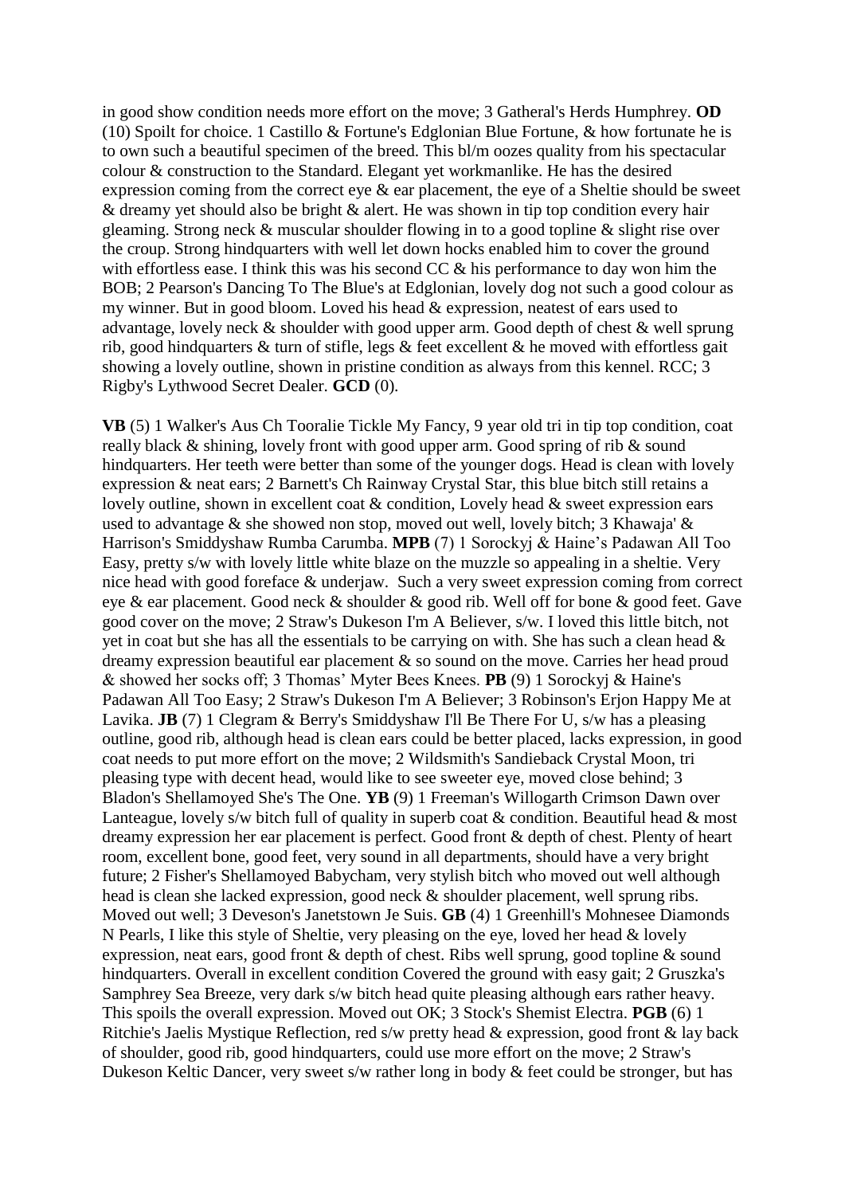in good show condition needs more effort on the move; 3 Gatheral's Herds Humphrey. **OD** (10) Spoilt for choice. 1 Castillo & Fortune's Edglonian Blue Fortune, & how fortunate he is to own such a beautiful specimen of the breed. This bl/m oozes quality from his spectacular colour & construction to the Standard. Elegant yet workmanlike. He has the desired expression coming from the correct eye & ear placement, the eye of a Sheltie should be sweet & dreamy yet should also be bright & alert. He was shown in tip top condition every hair gleaming. Strong neck & muscular shoulder flowing in to a good topline & slight rise over the croup. Strong hindquarters with well let down hocks enabled him to cover the ground with effortless ease. I think this was his second CC & his performance to day won him the BOB; 2 Pearson's Dancing To The Blue's at Edglonian, lovely dog not such a good colour as my winner. But in good bloom. Loved his head & expression, neatest of ears used to advantage, lovely neck & shoulder with good upper arm. Good depth of chest & well sprung rib, good hindquarters & turn of stifle, legs & feet excellent & he moved with effortless gait showing a lovely outline, shown in pristine condition as always from this kennel. RCC; 3 Rigby's Lythwood Secret Dealer. **GCD** (0).

**VB** (5) 1 Walker's Aus Ch Tooralie Tickle My Fancy, 9 year old tri in tip top condition, coat really black & shining, lovely front with good upper arm. Good spring of rib & sound hindquarters. Her teeth were better than some of the younger dogs. Head is clean with lovely expression & neat ears; 2 Barnett's Ch Rainway Crystal Star, this blue bitch still retains a lovely outline, shown in excellent coat & condition, Lovely head & sweet expression ears used to advantage & she showed non stop, moved out well, lovely bitch; 3 Khawaja' & Harrison's Smiddyshaw Rumba Carumba. **MPB** (7) 1 Sorockyj & Haine's Padawan All Too Easy, pretty s/w with lovely little white blaze on the muzzle so appealing in a sheltie. Very nice head with good foreface & underjaw. Such a very sweet expression coming from correct eye & ear placement. Good neck & shoulder & good rib. Well off for bone & good feet. Gave good cover on the move; 2 Straw's Dukeson I'm A Believer, s/w. I loved this little bitch, not yet in coat but she has all the essentials to be carrying on with. She has such a clean head & dreamy expression beautiful ear placement & so sound on the move. Carries her head proud & showed her socks off; 3 Thomas' Myter Bees Knees. **PB** (9) 1 Sorockyj & Haine's Padawan All Too Easy; 2 Straw's Dukeson I'm A Believer; 3 Robinson's Erjon Happy Me at Lavika. **JB** (7) 1 Clegram & Berry's Smiddyshaw I'll Be There For U, s/w has a pleasing outline, good rib, although head is clean ears could be better placed, lacks expression, in good coat needs to put more effort on the move; 2 Wildsmith's Sandieback Crystal Moon, tri pleasing type with decent head, would like to see sweeter eye, moved close behind; 3 Bladon's Shellamoyed She's The One. **YB** (9) 1 Freeman's Willogarth Crimson Dawn over Lanteague, lovely s/w bitch full of quality in superb coat & condition. Beautiful head & most dreamy expression her ear placement is perfect. Good front & depth of chest. Plenty of heart room, excellent bone, good feet, very sound in all departments, should have a very bright future; 2 Fisher's Shellamoyed Babycham, very stylish bitch who moved out well although head is clean she lacked expression, good neck & shoulder placement, well sprung ribs. Moved out well; 3 Deveson's Janetstown Je Suis. **GB** (4) 1 Greenhill's Mohnesee Diamonds N Pearls, I like this style of Sheltie, very pleasing on the eye, loved her head & lovely expression, neat ears, good front & depth of chest. Ribs well sprung, good topline & sound hindquarters. Overall in excellent condition Covered the ground with easy gait; 2 Gruszka's Samphrey Sea Breeze, very dark s/w bitch head quite pleasing although ears rather heavy. This spoils the overall expression. Moved out OK; 3 Stock's Shemist Electra. **PGB** (6) 1 Ritchie's Jaelis Mystique Reflection, red s/w pretty head & expression, good front & lay back of shoulder, good rib, good hindquarters, could use more effort on the move; 2 Straw's Dukeson Keltic Dancer, very sweet s/w rather long in body & feet could be stronger, but has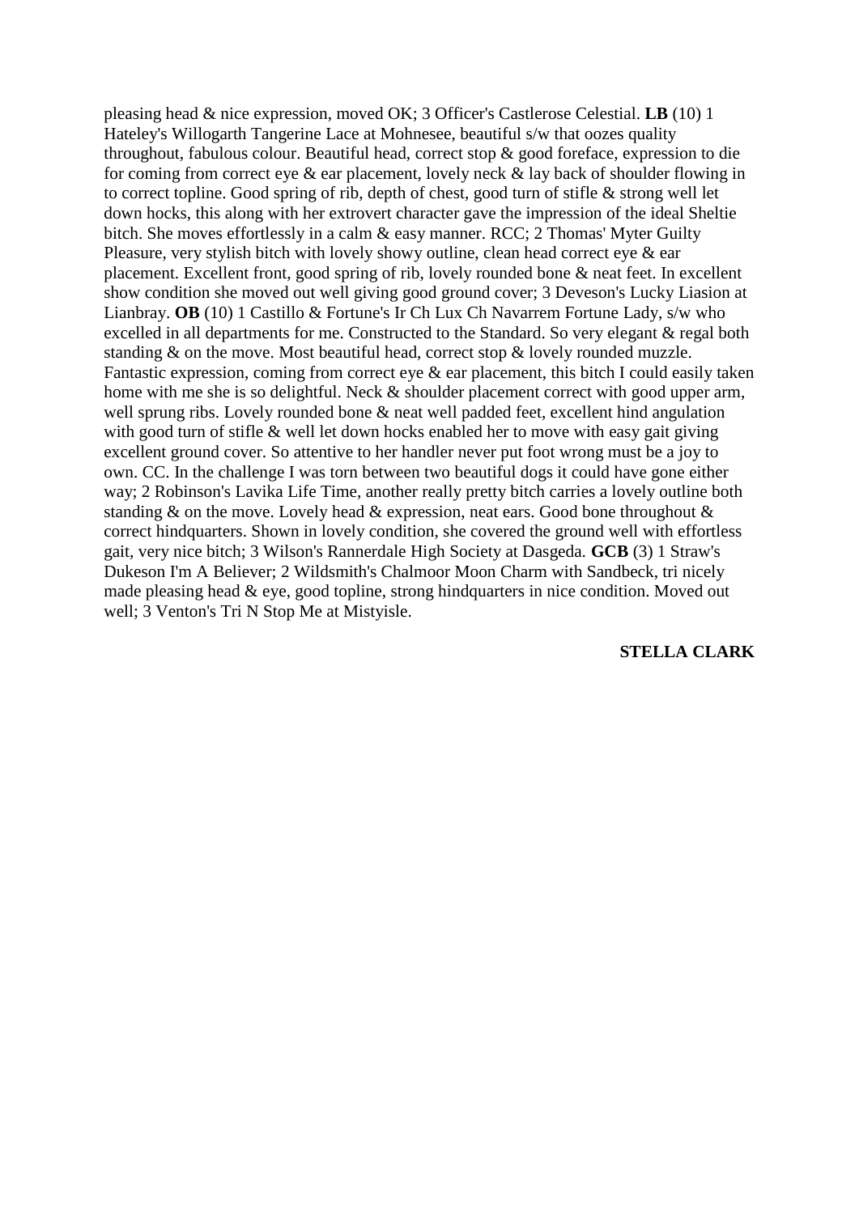pleasing head & nice expression, moved OK; 3 Officer's Castlerose Celestial. **LB** (10) 1 Hateley's Willogarth Tangerine Lace at Mohnesee, beautiful s/w that oozes quality throughout, fabulous colour. Beautiful head, correct stop & good foreface, expression to die for coming from correct eye & ear placement, lovely neck & lay back of shoulder flowing in to correct topline. Good spring of rib, depth of chest, good turn of stifle & strong well let down hocks, this along with her extrovert character gave the impression of the ideal Sheltie bitch. She moves effortlessly in a calm & easy manner. RCC; 2 Thomas' Myter Guilty Pleasure, very stylish bitch with lovely showy outline, clean head correct eye & ear placement. Excellent front, good spring of rib, lovely rounded bone & neat feet. In excellent show condition she moved out well giving good ground cover; 3 Deveson's Lucky Liasion at Lianbray. **OB** (10) 1 Castillo & Fortune's Ir Ch Lux Ch Navarrem Fortune Lady, s/w who excelled in all departments for me. Constructed to the Standard. So very elegant & regal both standing & on the move. Most beautiful head, correct stop & lovely rounded muzzle. Fantastic expression, coming from correct eye & ear placement, this bitch I could easily taken home with me she is so delightful. Neck & shoulder placement correct with good upper arm, well sprung ribs. Lovely rounded bone & neat well padded feet, excellent hind angulation with good turn of stifle & well let down hocks enabled her to move with easy gait giving excellent ground cover. So attentive to her handler never put foot wrong must be a joy to own. CC. In the challenge I was torn between two beautiful dogs it could have gone either way; 2 Robinson's Lavika Life Time, another really pretty bitch carries a lovely outline both standing & on the move. Lovely head & expression, neat ears. Good bone throughout & correct hindquarters. Shown in lovely condition, she covered the ground well with effortless gait, very nice bitch; 3 Wilson's Rannerdale High Society at Dasgeda. **GCB** (3) 1 Straw's Dukeson I'm A Believer; 2 Wildsmith's Chalmoor Moon Charm with Sandbeck, tri nicely made pleasing head & eye, good topline, strong hindquarters in nice condition. Moved out well; 3 Venton's Tri N Stop Me at Mistyisle.

**STELLA CLARK**